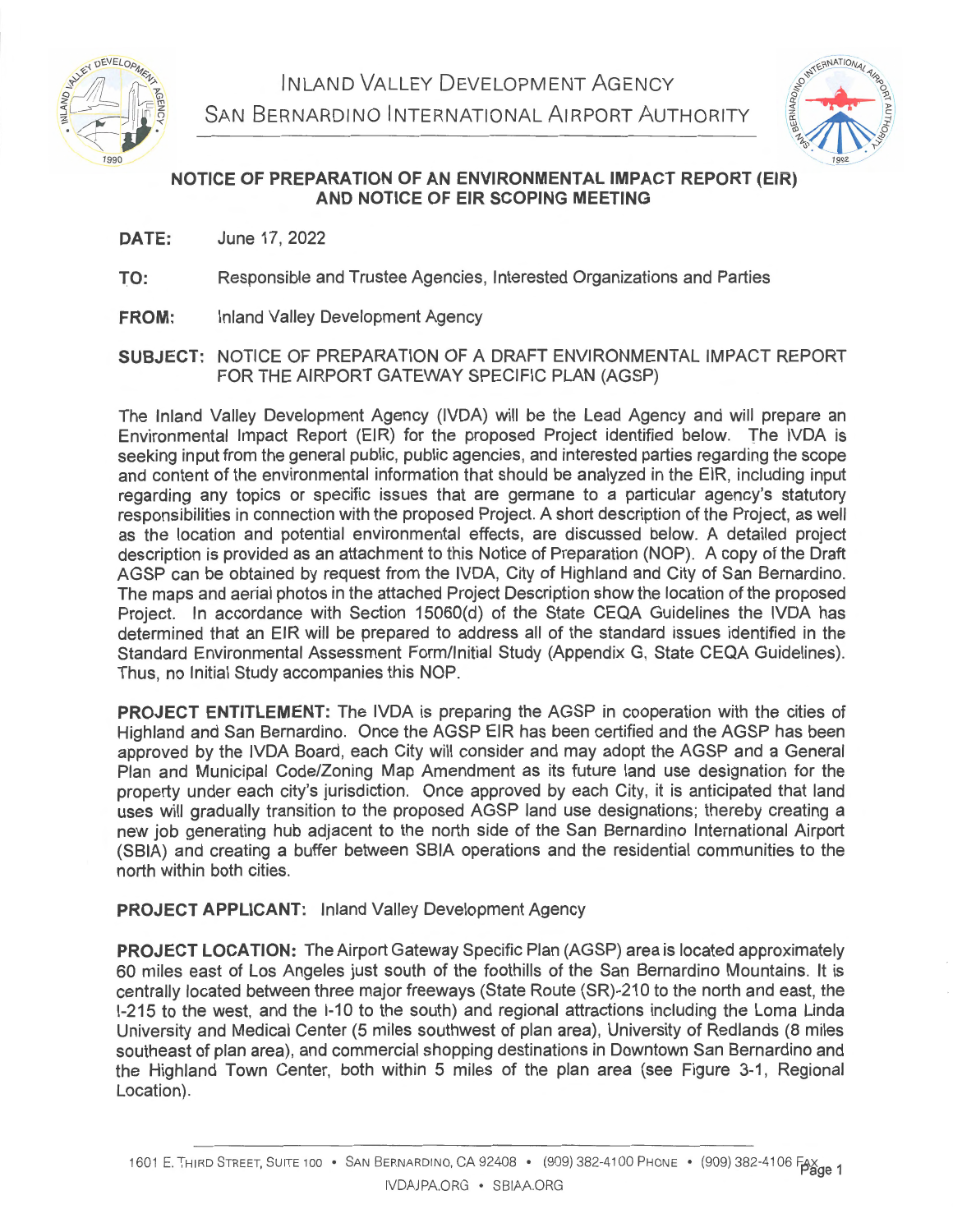# INLAND VALLEY DEVELOPMENT AGENCY
# SAN BERNARDINO INTERNATIONAL AIRPORT AUTHORITY

## NOTICE OF PREPARATION OF AN ENVIRONMENTAL IMPACT REPORT (EIR) AND NOTICE OF EIR SCOPING MEETING

**DATE:** June 17, 2022

**TO:** Responsible and Trustee Agencies, Interested Organizations and Parties

**FROM:** Inland Valley Development Agency

**SUBJECT:** NOTICE OF PREPARATION OF A DRAFT ENVIRONMENTAL IMPACT REPORT FOR THE AIRPORT GATEWAY SPECIFIC PLAN (AGSP)

The Inland Valley Development Agency (IVDA) will be the Lead Agency and will prepare an Environmental Impact Report (EIR) for the proposed Project identified below. The IVDA is seeking input from the general public, public agencies, and interested parties regarding the scope and content of the environmental information that should be analyzed in the EIR, including input regarding any topics or specific issues that are germane to a particular agency's statutory responsibilities in connection with the proposed Project. A short description of the Project, as well as the location and potential environmental effects, are discussed below. A detailed project description is provided as an attachment to this Notice of Preparation (NOP). A copy of the Draft AGSP can be obtained by request from the IVDA, City of Highland and City of San Bernardino. The maps and aerial photos in the attached Project Description show the location of the proposed Project. In accordance with Section 15060(d) of the State CEQA Guidelines the IVDA has determined that an EIR will be prepared to address all of the standard issues identified in the Standard Environmental Assessment Form/Initial Study (Appendix G, State CEQA Guidelines). Thus, no Initial Study accompanies this NOP.

**PROJECT ENTITLEMENT:** The IVDA is preparing the AGSP in cooperation with the cities of Highland and San Bernardino. Once the AGSP EIR has been certified and the AGSP has been approved by the IVDA Board, each City will consider and may adopt the AGSP and a General Plan and Municipal Code/Zoning Map Amendment as its future land use designation for the property under each city's jurisdiction. Once approved by each City, it is anticipated that land uses will gradually transition to the proposed AGSP land use designations; thereby creating a new job generating hub adjacent to the north side of the San Bernardino International Airport (SBIA) and creating a buffer between SBIA operations and the residential communities to the north within both cities.

**PROJECT APPLICANT:** Inland Valley Development Agency

**PROJECT LOCATION:** The Airport Gateway Specific Plan (AGSP) area is located approximately 60 miles east of Los Angeles just south of the foothills of the San Bernardino Mountains. It is centrally located between three major freeways (State Route (SR)-210 to the north and east, the I-215 to the west, and the I-10 to the south) and regional attractions including the Loma Linda University and Medical Center (5 miles southwest of plan area), University of Redlands (8 miles southeast of plan area), and commercial shopping destinations in Downtown San Bernardino and the Highland Town Center, both within 5 miles of the plan area (see Figure 3-1, Regional Location).

1601 E. Third Street, Suite 100 • San Bernardino, CA 92408 • (909) 382-4100 Phone • (909) 382-4106 Fax
IVDAJPA.ORG • SBIAA.ORG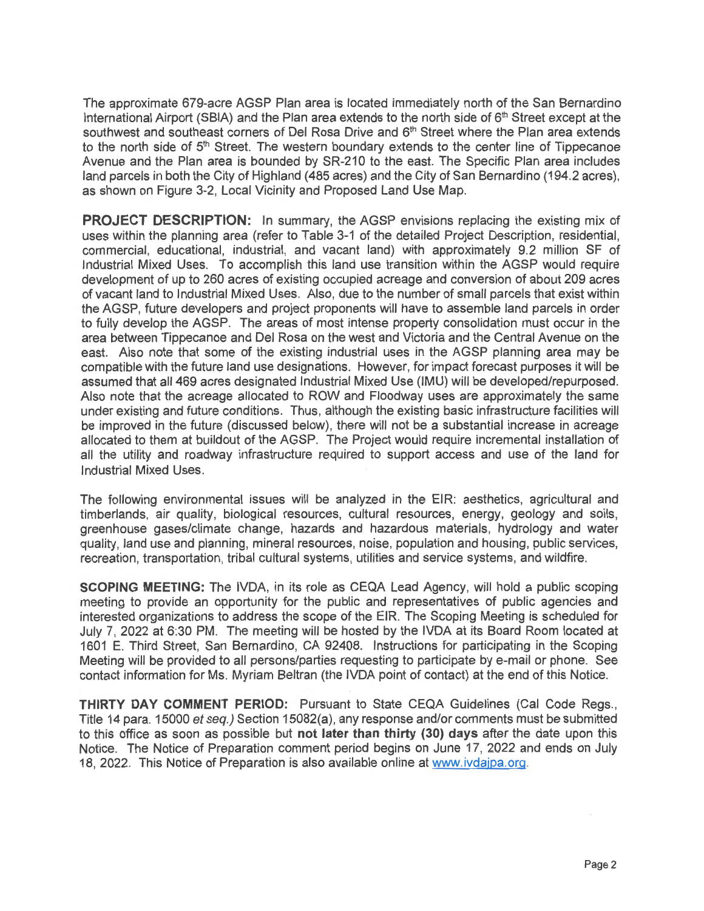The approximate 679-acre AGSP Plan area is located immediately north of the San Bernardino International Airport (SBIA) and the Plan area extends to the north side of 6th Street except at the southwest and southeast corners of Del Rosa Drive and 6th Street where the Plan area extends to the north side of 5th Street. The western boundary extends to the center line of Tippecanoe Avenue and the Plan area is bounded by SR-210 to the east. The Specific Plan area includes land parcels in both the City of Highland (485 acres) and the City of San Bernardino (194.2 acres), as shown on Figure 3-2, Local Vicinity and Proposed Land Use Map.

**PROJECT DESCRIPTION:** In summary, the AGSP envisions replacing the existing mix of uses within the planning area (refer to Table 3-1 of the detailed Project Description, residential, commercial, educational, industrial, and vacant land) with approximately 9.2 million SF of Industrial Mixed Uses. To accomplish this land use transition within the AGSP would require development of up to 260 acres of existing occupied acreage and conversion of about 209 acres of vacant land to Industrial Mixed Uses. Also, due to the number of small parcels that exist within the AGSP, future developers and project proponents will have to assemble land parcels in order to fully develop the AGSP. The areas of most intense property consolidation must occur in the area between Tippecanoe and Del Rosa on the west and Victoria and the Central Avenue on the east. Also note that some of the existing industrial uses in the AGSP planning area may be compatible with the future land use designations. However, for impact forecast purposes it will be assumed that all 469 acres designated Industrial Mixed Use (IMU) will be developed/repurposed. Also note that the acreage allocated to ROW and Floodway uses are approximately the same under existing and future conditions. Thus, although the existing basic infrastructure facilities will be improved in the future (discussed below), there will not be a substantial increase in acreage allocated to them at buildout of the AGSP. The Project would require incremental installation of all the utility and roadway infrastructure required to support access and use of the land for Industrial Mixed Uses.

The following environmental issues will be analyzed in the EIR: aesthetics, agricultural and timberlands, air quality, biological resources, cultural resources, energy, geology and soils, greenhouse gases/climate change, hazards and hazardous materials, hydrology and water quality, land use and planning, mineral resources, noise, population and housing, public services, recreation, transportation, tribal cultural systems, utilities and service systems, and wildfire.

**SCOPING MEETING:** The IVDA, in its role as CEQA Lead Agency, will hold a public scoping meeting to provide an opportunity for the public and representatives of public agencies and interested organizations to address the scope of the EIR. The Scoping Meeting is scheduled for July 7, 2022 at 6:30 PM. The meeting will be hosted by the IVDA at its Board Room located at 1601 E. Third Street, San Bernardino, CA 92408. Instructions for participating in the Scoping Meeting will be provided to all persons/parties requesting to participate by e-mail or phone. See contact information for Ms. Myriam Beltran (the IVDA point of contact) at the end of this Notice.

**THIRTY DAY COMMENT PERIOD:** Pursuant to State CEQA Guidelines (Cal Code Regs., Title 14 para. 15000 *et seq.)* Section 15082(a), any response and/or comments must be submitted to this office as soon as possible but **not later than thirty (30) days** after the date upon this Notice. The Notice of Preparation comment period begins on June 17, 2022 and ends on July 18, 2022. This Notice of Preparation is also available online at www.ivdajpa.org.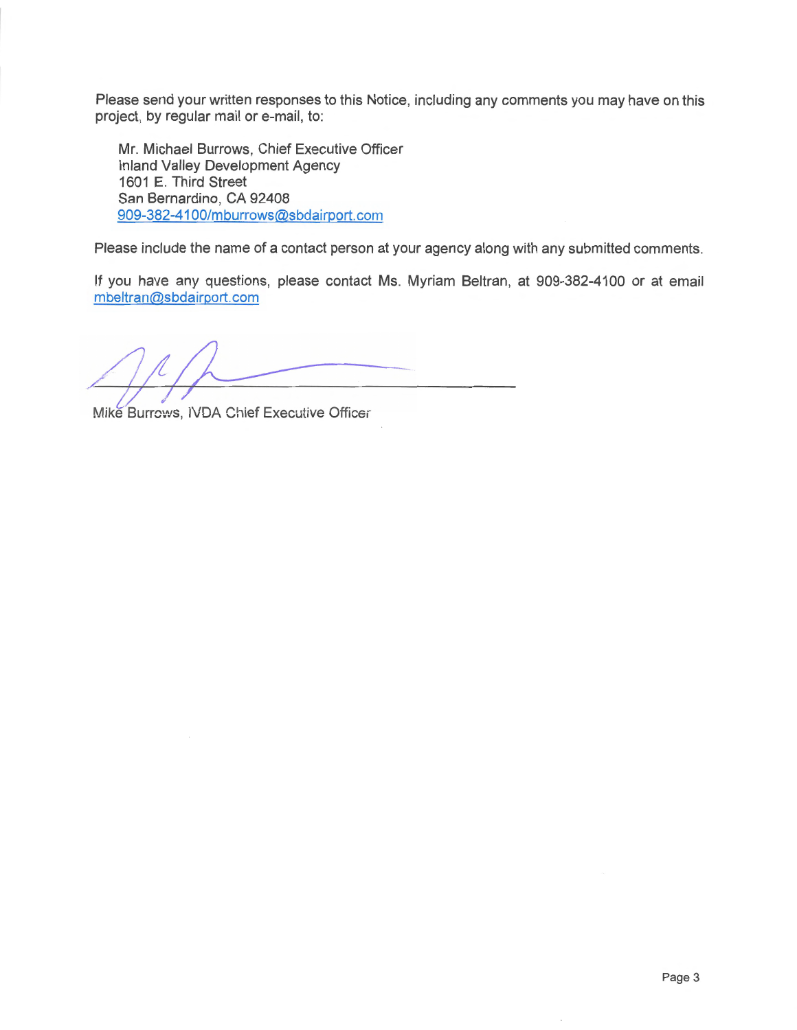Please send your written responses to this Notice, including any comments you may have on this project, by regular mail or e-mail, to:

Mr. Michael Burrows, Chief Executive Officer
Inland Valley Development Agency
1601 E. Third Street
San Bernardino, CA 92408
909-382-4100/mburrows@sbdairport.com

Please include the name of a contact person at your agency along with any submitted comments.

If you have any questions, please contact Ms. Myriam Beltran, at 909-382-4100 or at email mbeltran@sbdairport.com

Mike Burrows, IVDA Chief Executive Officer